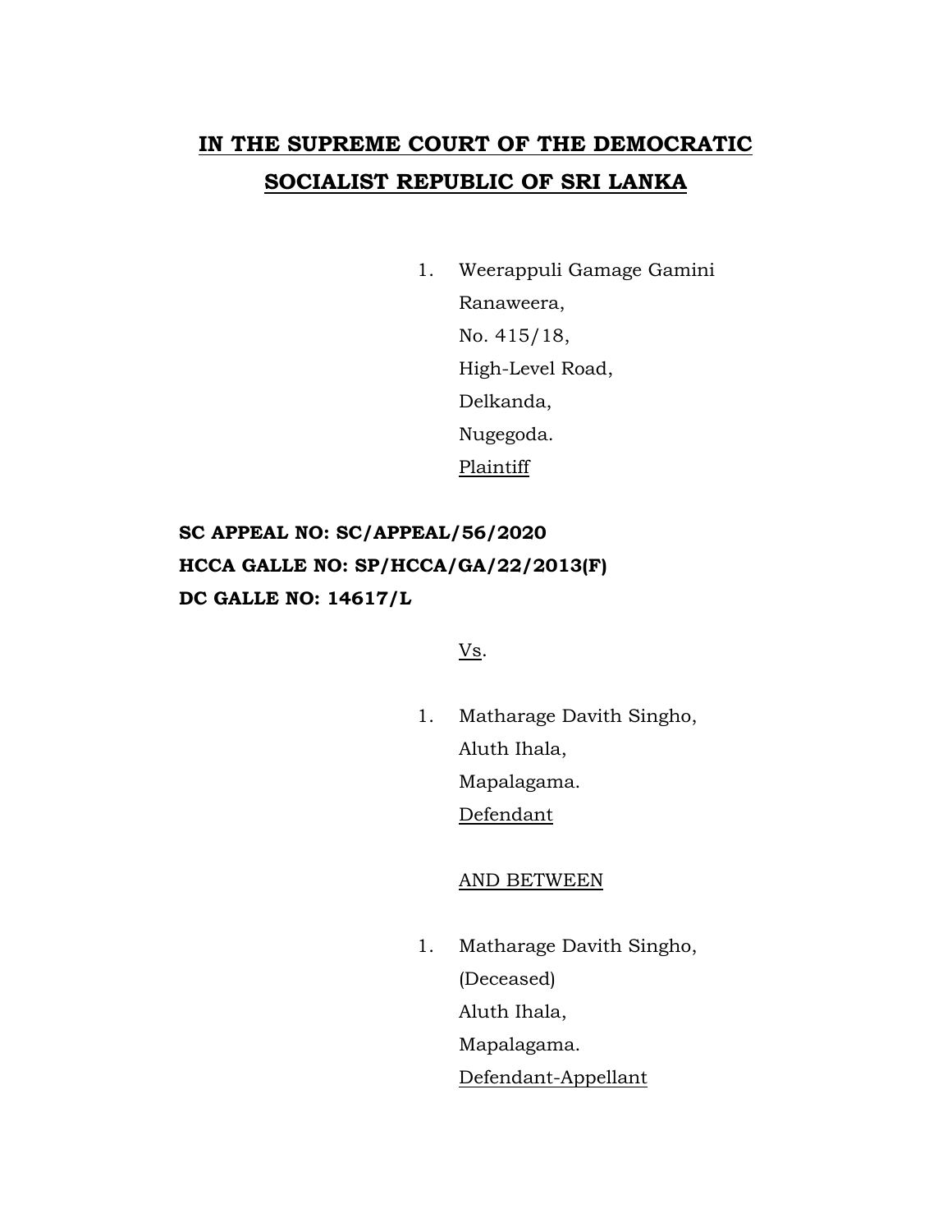# IN THE SUPREME COURT OF THE DEMOCRATIC SOCIALIST REPUBLIC OF SRI LANKA

1. Weerappuli Gamage Gamini Ranaweera,
   No. 415/18,
   High-Level Road,
   Delkanda,
   Nugegoda.
   Plaintiff

**SC APPEAL NO: SC/APPEAL/56/2020**
**HCCA GALLE NO: SP/HCCA/GA/22/2013(F)**
**DC GALLE NO: 14617/L**

Vs.

1. Matharage Davith Singho,
   Aluth Ihala,
   Mapalagama.
   Defendant

AND BETWEEN

1. Matharage Davith Singho,
   (Deceased)
   Aluth Ihala,
   Mapalagama.
   Defendant-Appellant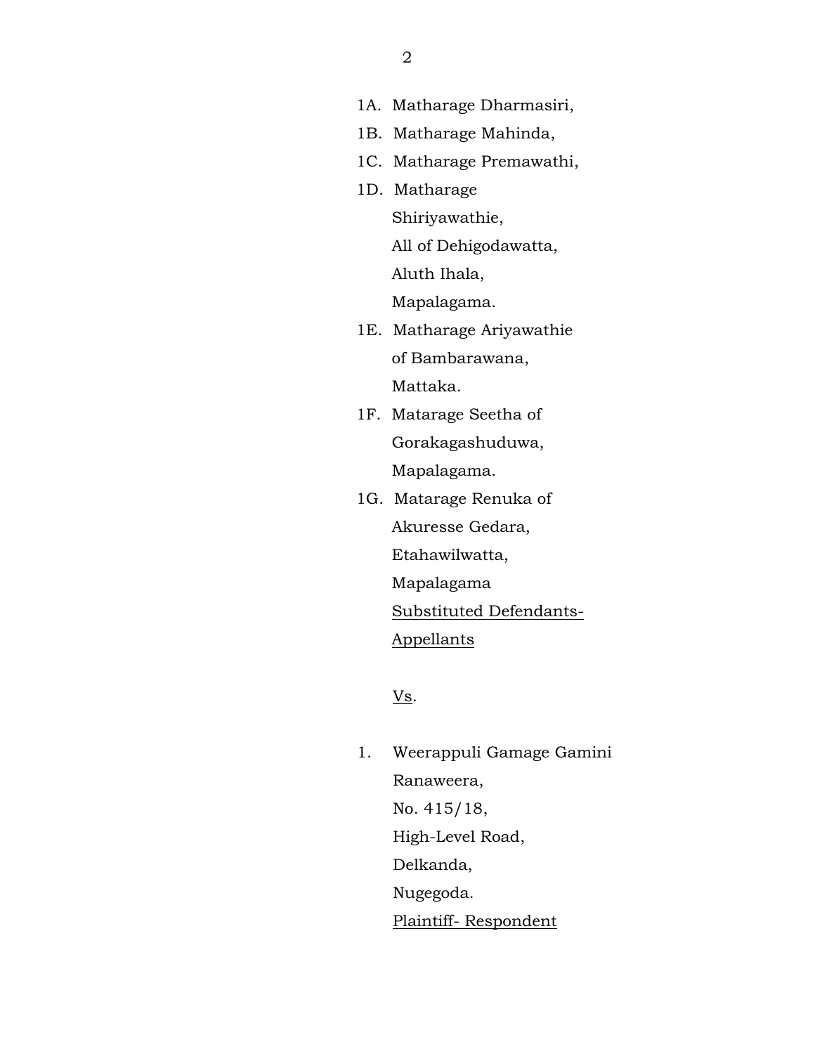1A. Matharage Dharmasiri,

1B. Matharage Mahinda,

1C. Matharage Premawathi,

1D. Matharage
Shiriyawathie,
All of Dehigodawatta,
Aluth Ihala,
Mapalagama.

1E. Matharage Ariyawathie
of Bambarawana,
Mattaka.

1F. Matarage Seetha of
Gorakagashuduwa,
Mapalagama.

1G. Matarage Renuka of
Akuresse Gedara,
Etahawilwatta,
Mapalagama
<u>Substituted Defendants-Appellants</u>

<u>Vs</u>.

1. Weerappuli Gamage Gamini
Ranaweera,
No. 415/18,
High-Level Road,
Delkanda,
Nugegoda.
<u>Plaintiff- Respondent</u>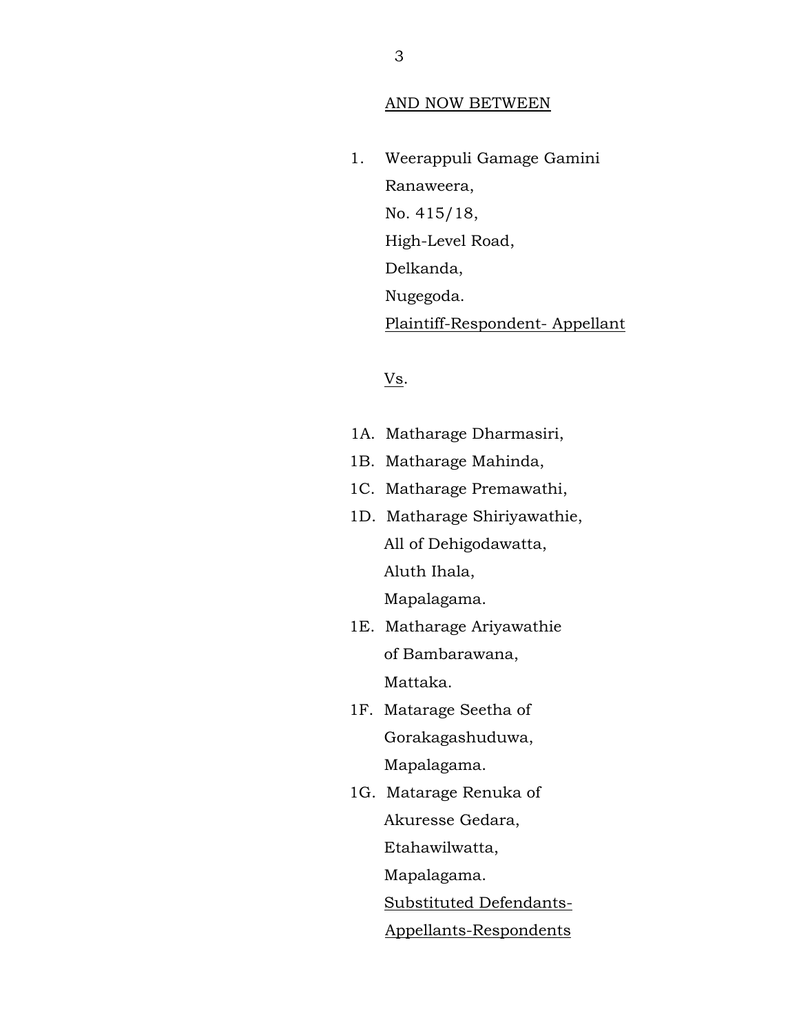AND NOW BETWEEN

1. Weerappuli Gamage Gamini
   Ranaweera,
   No. 415/18,
   High-Level Road,
   Delkanda,
   Nugegoda.
   Plaintiff-Respondent- Appellant

Vs.

1A. Matharage Dharmasiri,
1B. Matharage Mahinda,
1C. Matharage Premawathi,
1D. Matharage Shiriyawathie,
    All of Dehigodawatta,
    Aluth Ihala,
    Mapalagama.
1E. Matharage Ariyawathie
    of Bambarawana,
    Mattaka.
1F. Matarage Seetha of
    Gorakagashuduwa,
    Mapalagama.
1G. Matarage Renuka of
    Akuresse Gedara,
    Etahawilwatta,
    Mapalagama.
    Substituted Defendants-
    Appellants-Respondents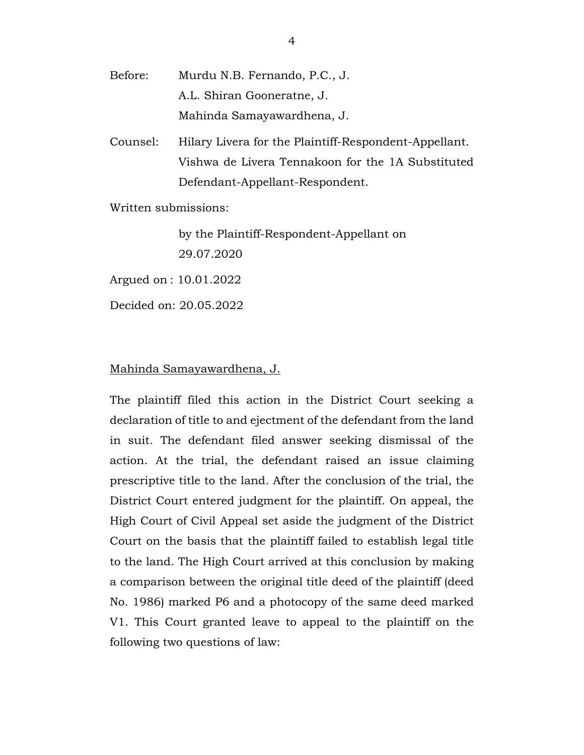Before: Murdu N.B. Fernando, P.C., J.
A.L. Shiran Gooneratne, J.
Mahinda Samayawardhena, J.

Counsel: Hilary Livera for the Plaintiff-Respondent-Appellant.
Vishwa de Livera Tennakoon for the 1A Substituted Defendant-Appellant-Respondent.

Written submissions:

by the Plaintiff-Respondent-Appellant on 29.07.2020

Argued on : 10.01.2022

Decided on: 20.05.2022

<u>Mahinda Samayawardhena, J.</u>

The plaintiff filed this action in the District Court seeking a declaration of title to and ejectment of the defendant from the land in suit. The defendant filed answer seeking dismissal of the action. At the trial, the defendant raised an issue claiming prescriptive title to the land. After the conclusion of the trial, the District Court entered judgment for the plaintiff. On appeal, the High Court of Civil Appeal set aside the judgment of the District Court on the basis that the plaintiff failed to establish legal title to the land. The High Court arrived at this conclusion by making a comparison between the original title deed of the plaintiff (deed No. 1986) marked P6 and a photocopy of the same deed marked V1. This Court granted leave to appeal to the plaintiff on the following two questions of law: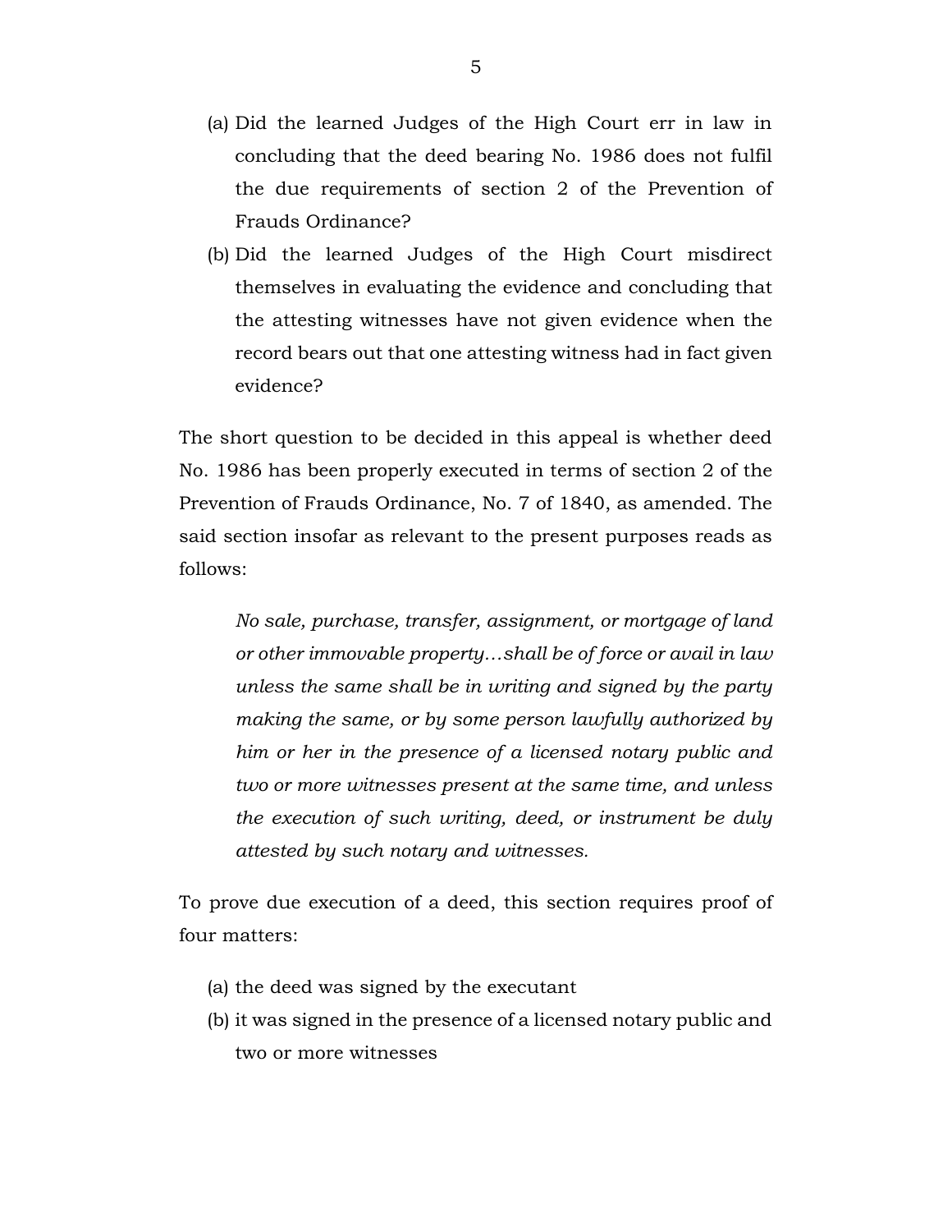(a) Did the learned Judges of the High Court err in law in concluding that the deed bearing No. 1986 does not fulfil the due requirements of section 2 of the Prevention of Frauds Ordinance?

(b) Did the learned Judges of the High Court misdirect themselves in evaluating the evidence and concluding that the attesting witnesses have not given evidence when the record bears out that one attesting witness had in fact given evidence?

The short question to be decided in this appeal is whether deed No. 1986 has been properly executed in terms of section 2 of the Prevention of Frauds Ordinance, No. 7 of 1840, as amended. The said section insofar as relevant to the present purposes reads as follows:

> *No sale, purchase, transfer, assignment, or mortgage of land or other immovable property…shall be of force or avail in law unless the same shall be in writing and signed by the party making the same, or by some person lawfully authorized by him or her in the presence of a licensed notary public and two or more witnesses present at the same time, and unless the execution of such writing, deed, or instrument be duly attested by such notary and witnesses.*

To prove due execution of a deed, this section requires proof of four matters:

(a) the deed was signed by the executant

(b) it was signed in the presence of a licensed notary public and two or more witnesses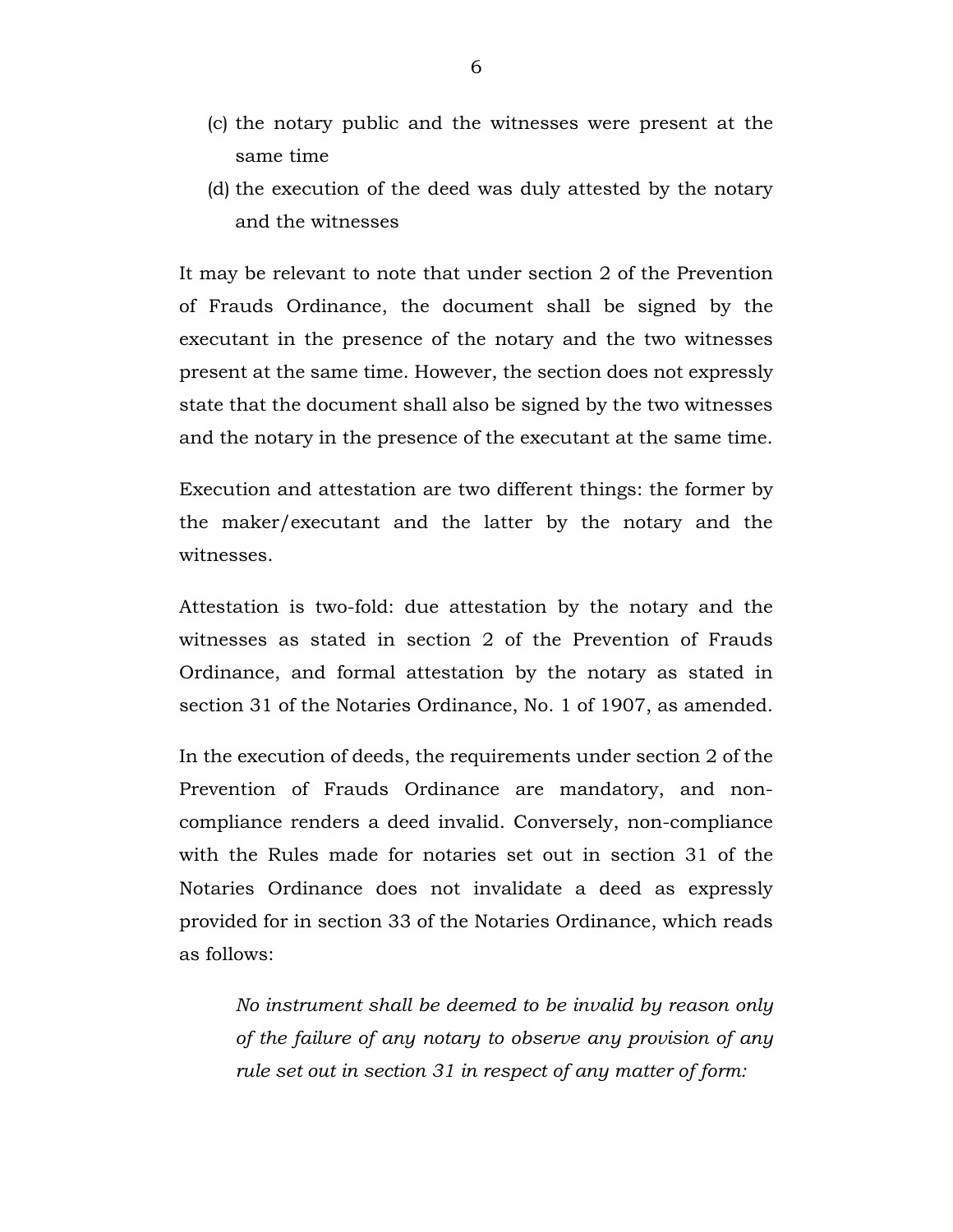(c) the notary public and the witnesses were present at the same time

(d) the execution of the deed was duly attested by the notary and the witnesses

It may be relevant to note that under section 2 of the Prevention of Frauds Ordinance, the document shall be signed by the executant in the presence of the notary and the two witnesses present at the same time. However, the section does not expressly state that the document shall also be signed by the two witnesses and the notary in the presence of the executant at the same time.

Execution and attestation are two different things: the former by the maker/executant and the latter by the notary and the witnesses.

Attestation is two-fold: due attestation by the notary and the witnesses as stated in section 2 of the Prevention of Frauds Ordinance, and formal attestation by the notary as stated in section 31 of the Notaries Ordinance, No. 1 of 1907, as amended.

In the execution of deeds, the requirements under section 2 of the Prevention of Frauds Ordinance are mandatory, and non-compliance renders a deed invalid. Conversely, non-compliance with the Rules made for notaries set out in section 31 of the Notaries Ordinance does not invalidate a deed as expressly provided for in section 33 of the Notaries Ordinance, which reads as follows:

> *No instrument shall be deemed to be invalid by reason only of the failure of any notary to observe any provision of any rule set out in section 31 in respect of any matter of form:*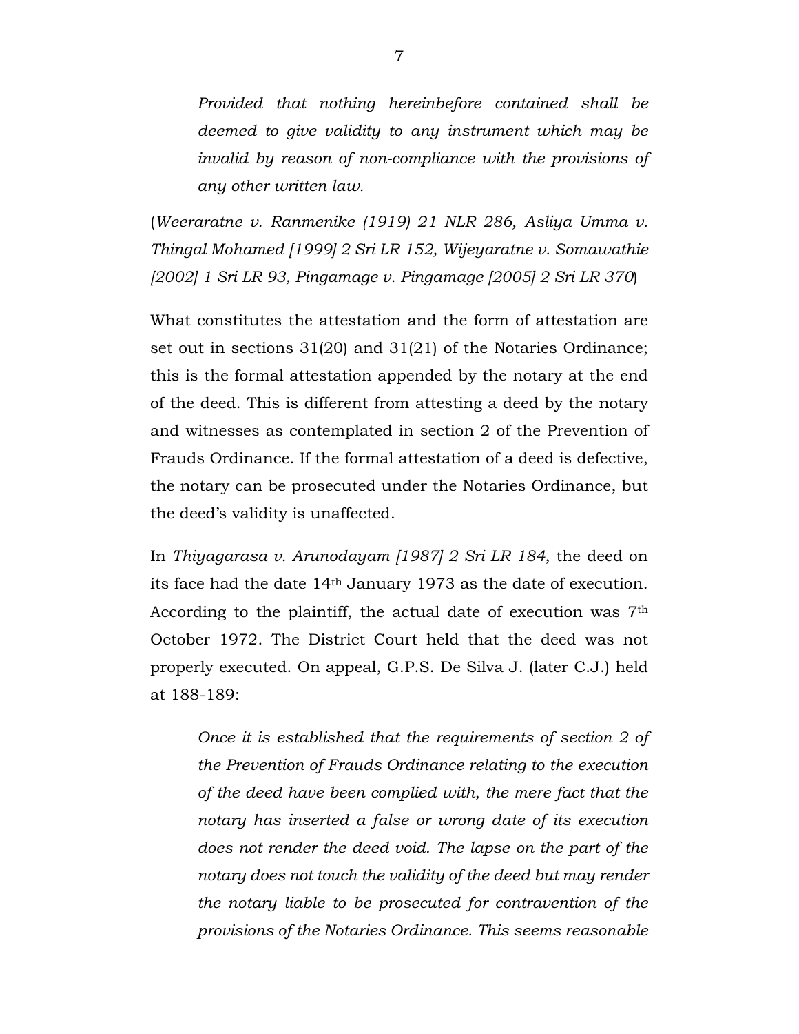> *Provided that nothing hereinbefore contained shall be deemed to give validity to any instrument which may be invalid by reason of non-compliance with the provisions of any other written law.*

(*Weeraratne v. Ranmenike (1919) 21 NLR 286, Asliya Umma v. Thingal Mohamed [1999] 2 Sri LR 152, Wijeyaratne v. Somawathie [2002] 1 Sri LR 93, Pingamage v. Pingamage [2005] 2 Sri LR 370*)

What constitutes the attestation and the form of attestation are set out in sections 31(20) and 31(21) of the Notaries Ordinance; this is the formal attestation appended by the notary at the end of the deed. This is different from attesting a deed by the notary and witnesses as contemplated in section 2 of the Prevention of Frauds Ordinance. If the formal attestation of a deed is defective, the notary can be prosecuted under the Notaries Ordinance, but the deed's validity is unaffected.

In *Thiyagarasa v. Arunodayam [1987] 2 Sri LR 184*, the deed on its face had the date 14th January 1973 as the date of execution. According to the plaintiff, the actual date of execution was 7th October 1972. The District Court held that the deed was not properly executed. On appeal, G.P.S. De Silva J. (later C.J.) held at 188-189:

> *Once it is established that the requirements of section 2 of the Prevention of Frauds Ordinance relating to the execution of the deed have been complied with, the mere fact that the notary has inserted a false or wrong date of its execution does not render the deed void. The lapse on the part of the notary does not touch the validity of the deed but may render the notary liable to be prosecuted for contravention of the provisions of the Notaries Ordinance. This seems reasonable*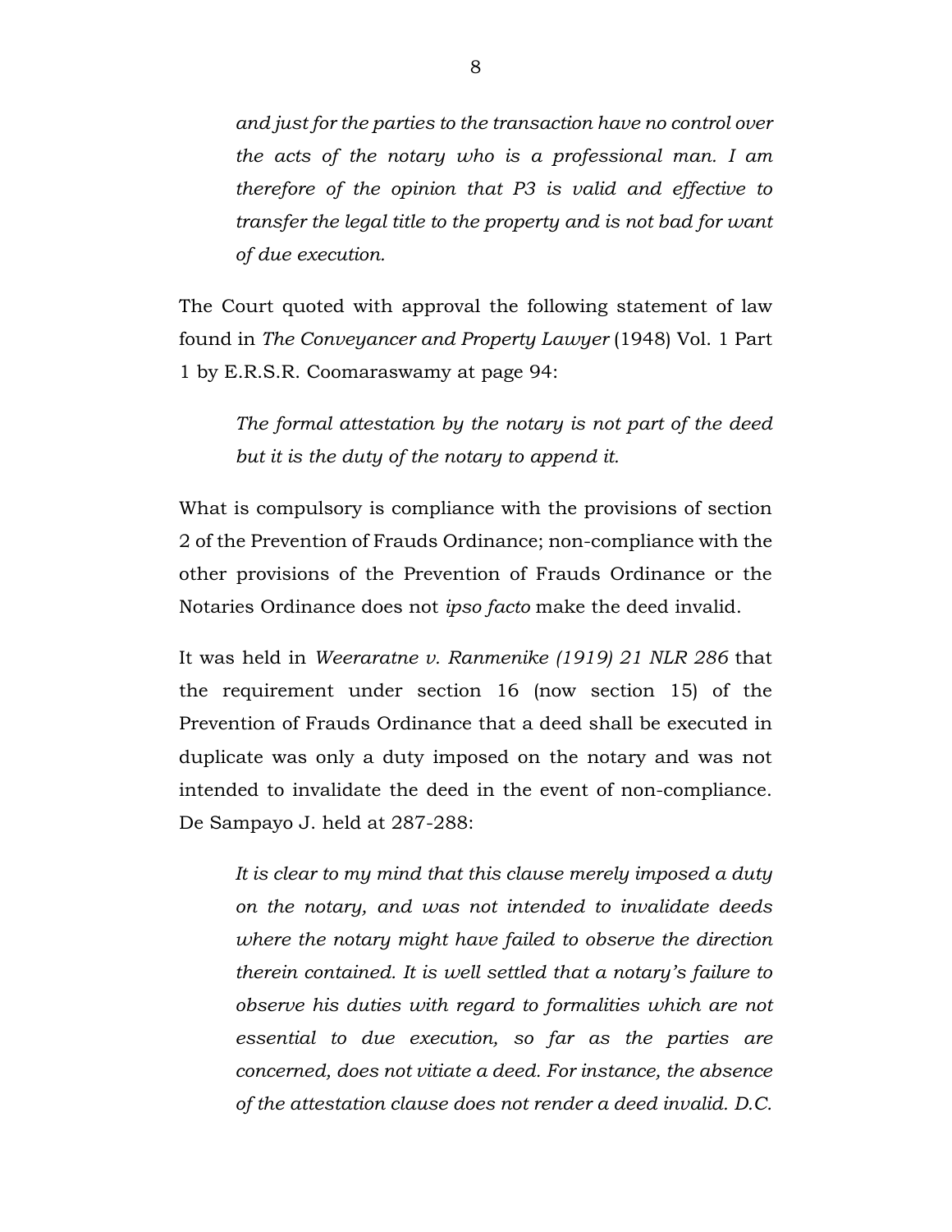*and just for the parties to the transaction have no control over the acts of the notary who is a professional man. I am therefore of the opinion that P3 is valid and effective to transfer the legal title to the property and is not bad for want of due execution.*

The Court quoted with approval the following statement of law found in *The Conveyancer and Property Lawyer* (1948) Vol. 1 Part 1 by E.R.S.R. Coomaraswamy at page 94:

> *The formal attestation by the notary is not part of the deed but it is the duty of the notary to append it.*

What is compulsory is compliance with the provisions of section 2 of the Prevention of Frauds Ordinance; non-compliance with the other provisions of the Prevention of Frauds Ordinance or the Notaries Ordinance does not *ipso facto* make the deed invalid.

It was held in *Weeraratne v. Ranmenike (1919) 21 NLR 286* that the requirement under section 16 (now section 15) of the Prevention of Frauds Ordinance that a deed shall be executed in duplicate was only a duty imposed on the notary and was not intended to invalidate the deed in the event of non-compliance. De Sampayo J. held at 287-288:

> *It is clear to my mind that this clause merely imposed a duty on the notary, and was not intended to invalidate deeds where the notary might have failed to observe the direction therein contained. It is well settled that a notary's failure to observe his duties with regard to formalities which are not essential to due execution, so far as the parties are concerned, does not vitiate a deed. For instance, the absence of the attestation clause does not render a deed invalid. D.C.*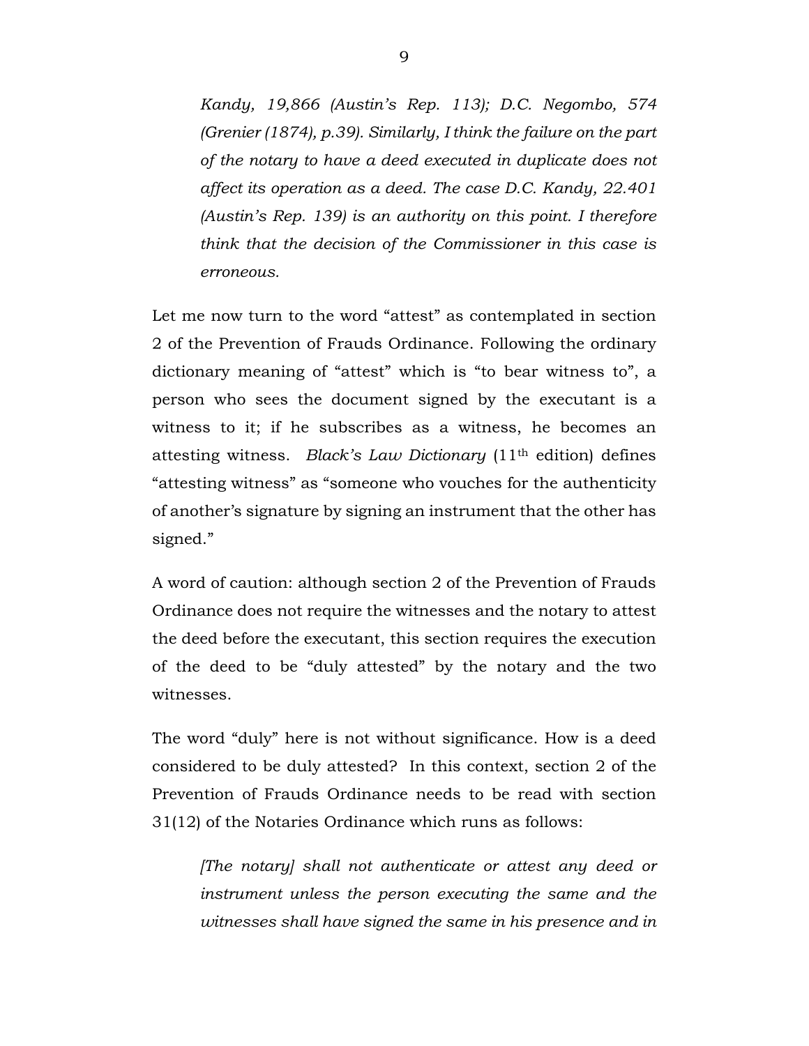> *Kandy, 19,866 (Austin's Rep. 113); D.C. Negombo, 574 (Grenier (1874), p.39). Similarly, I think the failure on the part of the notary to have a deed executed in duplicate does not affect its operation as a deed. The case D.C. Kandy, 22.401 (Austin's Rep. 139) is an authority on this point. I therefore think that the decision of the Commissioner in this case is erroneous.*

Let me now turn to the word "attest" as contemplated in section 2 of the Prevention of Frauds Ordinance. Following the ordinary dictionary meaning of "attest" which is "to bear witness to", a person who sees the document signed by the executant is a witness to it; if he subscribes as a witness, he becomes an attesting witness. *Black's Law Dictionary* (11th edition) defines "attesting witness" as "someone who vouches for the authenticity of another's signature by signing an instrument that the other has signed."

A word of caution: although section 2 of the Prevention of Frauds Ordinance does not require the witnesses and the notary to attest the deed before the executant, this section requires the execution of the deed to be "duly attested" by the notary and the two witnesses.

The word "duly" here is not without significance. How is a deed considered to be duly attested? In this context, section 2 of the Prevention of Frauds Ordinance needs to be read with section 31(12) of the Notaries Ordinance which runs as follows:

> *[The notary] shall not authenticate or attest any deed or instrument unless the person executing the same and the witnesses shall have signed the same in his presence and in*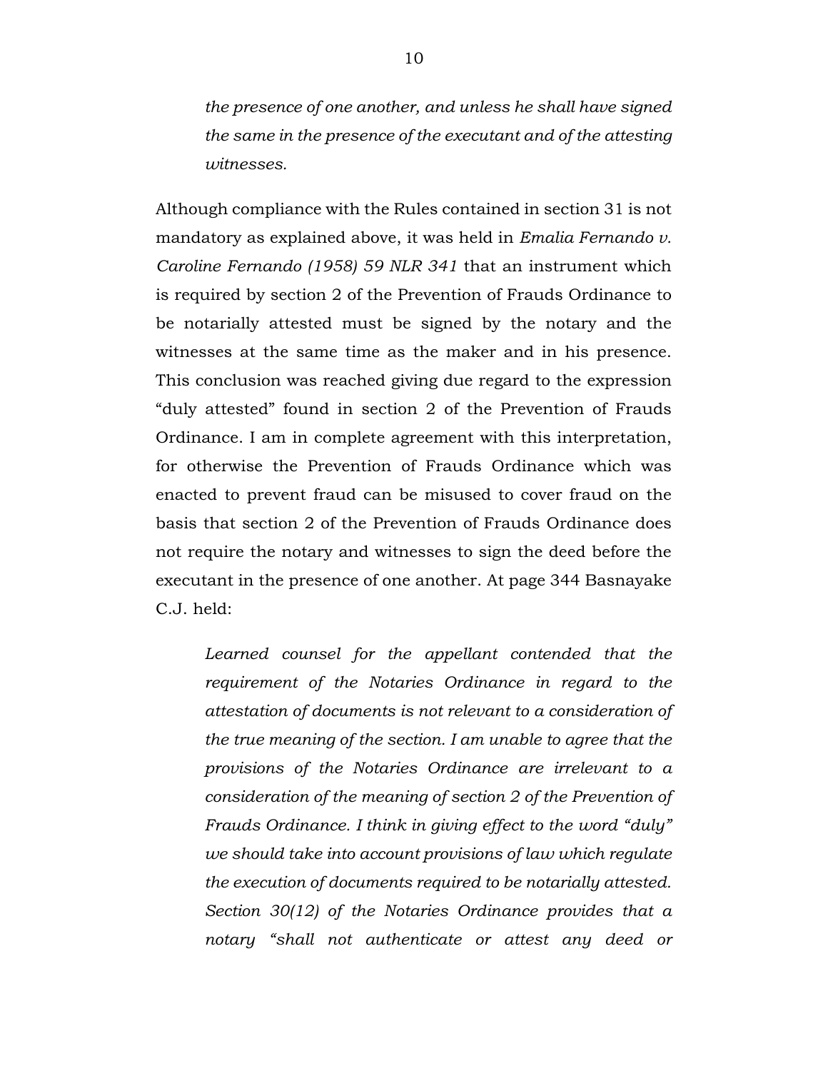> *the presence of one another, and unless he shall have signed the same in the presence of the executant and of the attesting witnesses.*

Although compliance with the Rules contained in section 31 is not mandatory as explained above, it was held in *Emalia Fernando v. Caroline Fernando (1958) 59 NLR 341* that an instrument which is required by section 2 of the Prevention of Frauds Ordinance to be notarially attested must be signed by the notary and the witnesses at the same time as the maker and in his presence. This conclusion was reached giving due regard to the expression "duly attested" found in section 2 of the Prevention of Frauds Ordinance. I am in complete agreement with this interpretation, for otherwise the Prevention of Frauds Ordinance which was enacted to prevent fraud can be misused to cover fraud on the basis that section 2 of the Prevention of Frauds Ordinance does not require the notary and witnesses to sign the deed before the executant in the presence of one another. At page 344 Basnayake C.J. held:

> *Learned counsel for the appellant contended that the requirement of the Notaries Ordinance in regard to the attestation of documents is not relevant to a consideration of the true meaning of the section. I am unable to agree that the provisions of the Notaries Ordinance are irrelevant to a consideration of the meaning of section 2 of the Prevention of Frauds Ordinance. I think in giving effect to the word "duly" we should take into account provisions of law which regulate the execution of documents required to be notarially attested. Section 30(12) of the Notaries Ordinance provides that a notary "shall not authenticate or attest any deed or*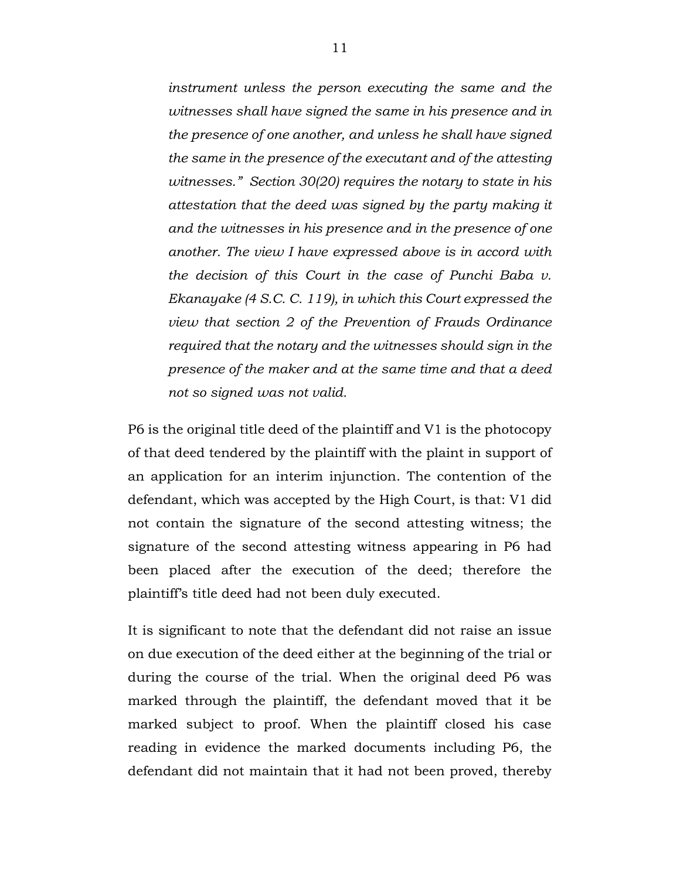*instrument unless the person executing the same and the witnesses shall have signed the same in his presence and in the presence of one another, and unless he shall have signed the same in the presence of the executant and of the attesting witnesses." Section 30(20) requires the notary to state in his attestation that the deed was signed by the party making it and the witnesses in his presence and in the presence of one another. The view I have expressed above is in accord with the decision of this Court in the case of Punchi Baba v. Ekanayake (4 S.C. C. 119), in which this Court expressed the view that section 2 of the Prevention of Frauds Ordinance required that the notary and the witnesses should sign in the presence of the maker and at the same time and that a deed not so signed was not valid.*

P6 is the original title deed of the plaintiff and V1 is the photocopy of that deed tendered by the plaintiff with the plaint in support of an application for an interim injunction. The contention of the defendant, which was accepted by the High Court, is that: V1 did not contain the signature of the second attesting witness; the signature of the second attesting witness appearing in P6 had been placed after the execution of the deed; therefore the plaintiff's title deed had not been duly executed.

It is significant to note that the defendant did not raise an issue on due execution of the deed either at the beginning of the trial or during the course of the trial. When the original deed P6 was marked through the plaintiff, the defendant moved that it be marked subject to proof. When the plaintiff closed his case reading in evidence the marked documents including P6, the defendant did not maintain that it had not been proved, thereby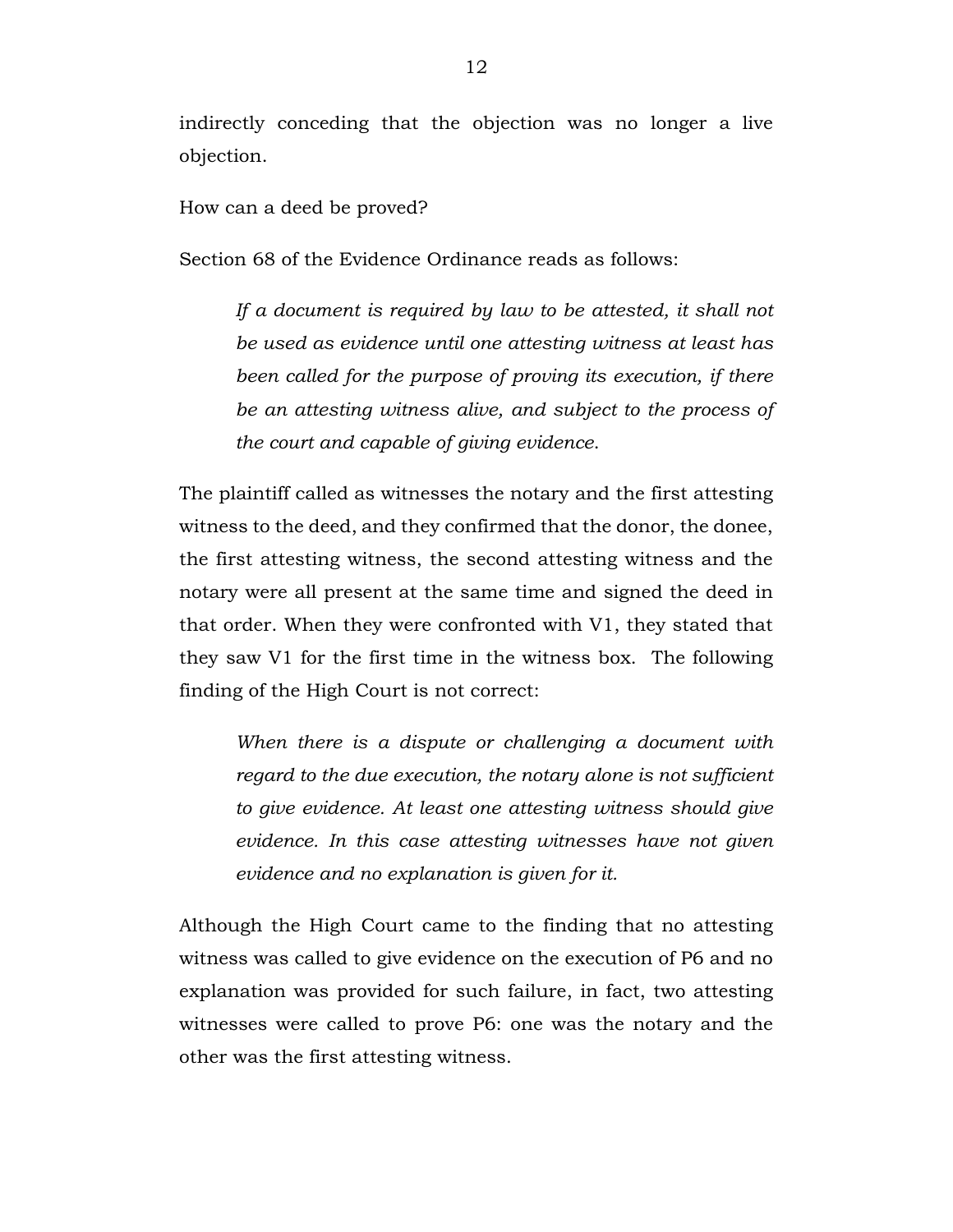indirectly conceding that the objection was no longer a live objection.

How can a deed be proved?

Section 68 of the Evidence Ordinance reads as follows:

> *If a document is required by law to be attested, it shall not be used as evidence until one attesting witness at least has been called for the purpose of proving its execution, if there be an attesting witness alive, and subject to the process of the court and capable of giving evidence.*

The plaintiff called as witnesses the notary and the first attesting witness to the deed, and they confirmed that the donor, the donee, the first attesting witness, the second attesting witness and the notary were all present at the same time and signed the deed in that order. When they were confronted with V1, they stated that they saw V1 for the first time in the witness box. The following finding of the High Court is not correct:

> *When there is a dispute or challenging a document with regard to the due execution, the notary alone is not sufficient to give evidence. At least one attesting witness should give evidence. In this case attesting witnesses have not given evidence and no explanation is given for it.*

Although the High Court came to the finding that no attesting witness was called to give evidence on the execution of P6 and no explanation was provided for such failure, in fact, two attesting witnesses were called to prove P6: one was the notary and the other was the first attesting witness.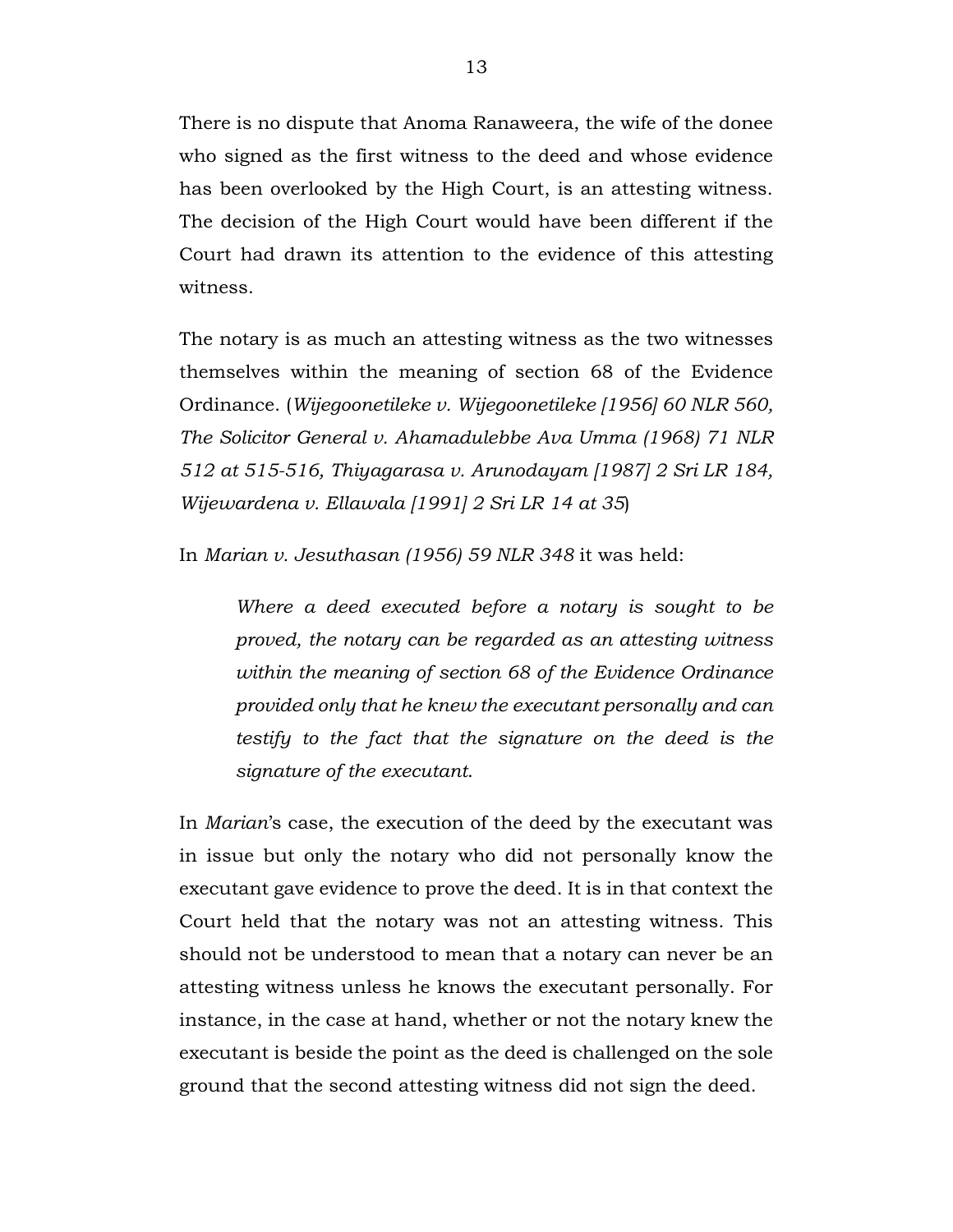There is no dispute that Anoma Ranaweera, the wife of the donee who signed as the first witness to the deed and whose evidence has been overlooked by the High Court, is an attesting witness. The decision of the High Court would have been different if the Court had drawn its attention to the evidence of this attesting witness.

The notary is as much an attesting witness as the two witnesses themselves within the meaning of section 68 of the Evidence Ordinance. (*Wijegoonetileke v. Wijegoonetileke [1956] 60 NLR 560, The Solicitor General v. Ahamadulebbe Ava Umma (1968) 71 NLR 512 at 515-516, Thiyagarasa v. Arunodayam [1987] 2 Sri LR 184, Wijewardena v. Ellawala [1991] 2 Sri LR 14 at 35*)

In *Marian v. Jesuthasan (1956) 59 NLR 348* it was held:

> *Where a deed executed before a notary is sought to be proved, the notary can be regarded as an attesting witness within the meaning of section 68 of the Evidence Ordinance provided only that he knew the executant personally and can testify to the fact that the signature on the deed is the signature of the executant.*

In *Marian*'s case, the execution of the deed by the executant was in issue but only the notary who did not personally know the executant gave evidence to prove the deed. It is in that context the Court held that the notary was not an attesting witness. This should not be understood to mean that a notary can never be an attesting witness unless he knows the executant personally. For instance, in the case at hand, whether or not the notary knew the executant is beside the point as the deed is challenged on the sole ground that the second attesting witness did not sign the deed.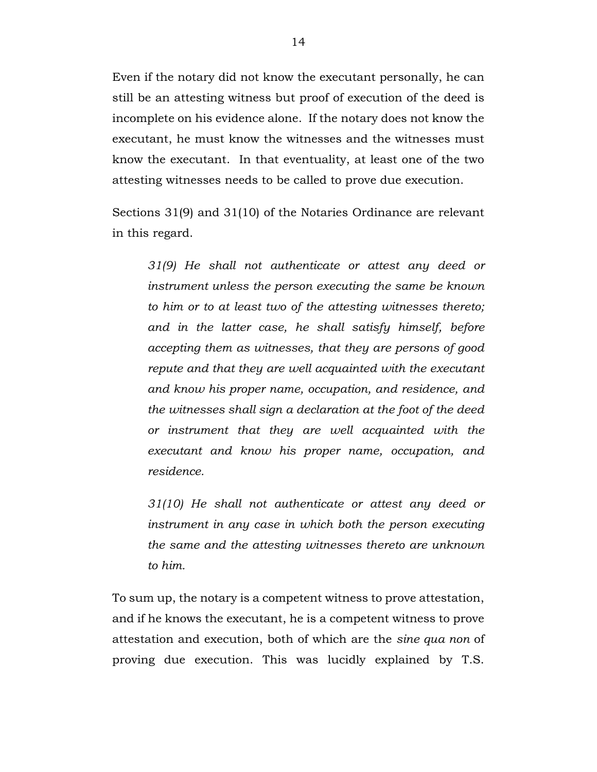Even if the notary did not know the executant personally, he can still be an attesting witness but proof of execution of the deed is incomplete on his evidence alone. If the notary does not know the executant, he must know the witnesses and the witnesses must know the executant. In that eventuality, at least one of the two attesting witnesses needs to be called to prove due execution.

Sections 31(9) and 31(10) of the Notaries Ordinance are relevant in this regard.

> *31(9) He shall not authenticate or attest any deed or instrument unless the person executing the same be known to him or to at least two of the attesting witnesses thereto; and in the latter case, he shall satisfy himself, before accepting them as witnesses, that they are persons of good repute and that they are well acquainted with the executant and know his proper name, occupation, and residence, and the witnesses shall sign a declaration at the foot of the deed or instrument that they are well acquainted with the executant and know his proper name, occupation, and residence.*
>
> *31(10) He shall not authenticate or attest any deed or instrument in any case in which both the person executing the same and the attesting witnesses thereto are unknown to him.*

To sum up, the notary is a competent witness to prove attestation, and if he knows the executant, he is a competent witness to prove attestation and execution, both of which are the *sine qua non* of proving due execution. This was lucidly explained by T.S.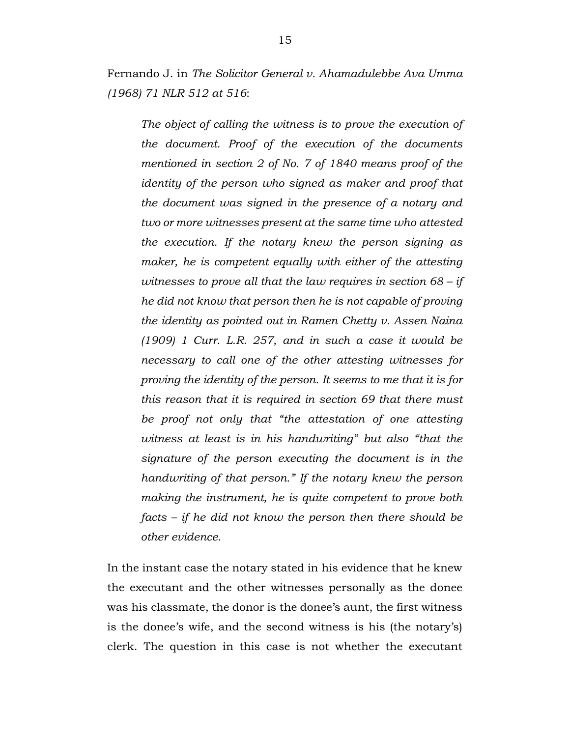Fernando J. in *The Solicitor General v. Ahamadulebbe Ava Umma (1968) 71 NLR 512 at 516*:

> *The object of calling the witness is to prove the execution of the document. Proof of the execution of the documents mentioned in section 2 of No. 7 of 1840 means proof of the identity of the person who signed as maker and proof that the document was signed in the presence of a notary and two or more witnesses present at the same time who attested the execution. If the notary knew the person signing as maker, he is competent equally with either of the attesting witnesses to prove all that the law requires in section 68 – if he did not know that person then he is not capable of proving the identity as pointed out in Ramen Chetty v. Assen Naina (1909) 1 Curr. L.R. 257, and in such a case it would be necessary to call one of the other attesting witnesses for proving the identity of the person. It seems to me that it is for this reason that it is required in section 69 that there must be proof not only that "the attestation of one attesting witness at least is in his handwriting" but also "that the signature of the person executing the document is in the handwriting of that person." If the notary knew the person making the instrument, he is quite competent to prove both facts – if he did not know the person then there should be other evidence.*

In the instant case the notary stated in his evidence that he knew the executant and the other witnesses personally as the donee was his classmate, the donor is the donee's aunt, the first witness is the donee's wife, and the second witness is his (the notary's) clerk. The question in this case is not whether the executant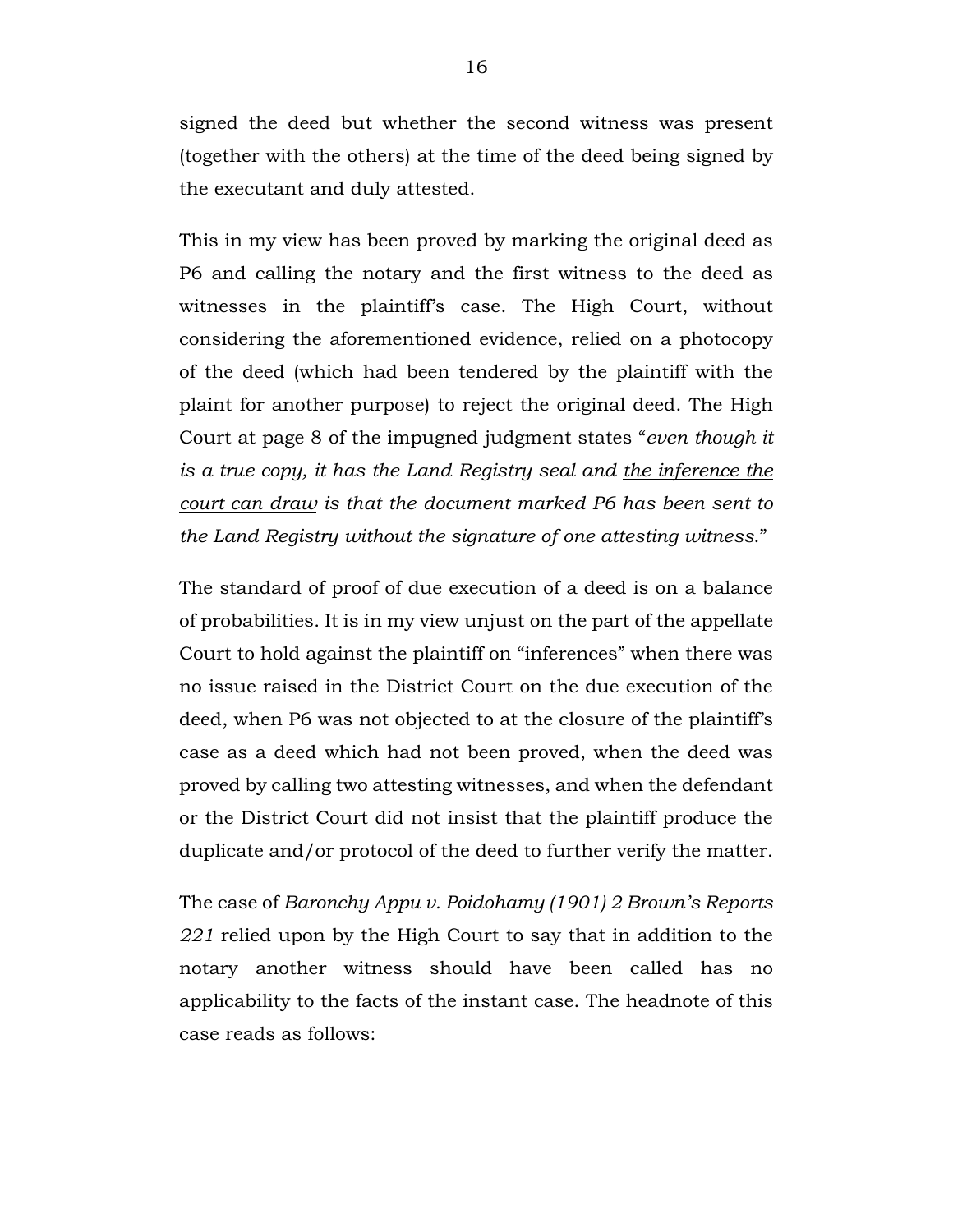signed the deed but whether the second witness was present (together with the others) at the time of the deed being signed by the executant and duly attested.

This in my view has been proved by marking the original deed as P6 and calling the notary and the first witness to the deed as witnesses in the plaintiff's case. The High Court, without considering the aforementioned evidence, relied on a photocopy of the deed (which had been tendered by the plaintiff with the plaint for another purpose) to reject the original deed. The High Court at page 8 of the impugned judgment states "*even though it is a true copy, it has the Land Registry seal and <u>the inference the court can draw</u> is that the document marked P6 has been sent to the Land Registry without the signature of one attesting witness.*"

The standard of proof of due execution of a deed is on a balance of probabilities. It is in my view unjust on the part of the appellate Court to hold against the plaintiff on "inferences" when there was no issue raised in the District Court on the due execution of the deed, when P6 was not objected to at the closure of the plaintiff's case as a deed which had not been proved, when the deed was proved by calling two attesting witnesses, and when the defendant or the District Court did not insist that the plaintiff produce the duplicate and/or protocol of the deed to further verify the matter.

The case of *Baronchy Appu v. Poidohamy (1901) 2 Brown's Reports 221* relied upon by the High Court to say that in addition to the notary another witness should have been called has no applicability to the facts of the instant case. The headnote of this case reads as follows: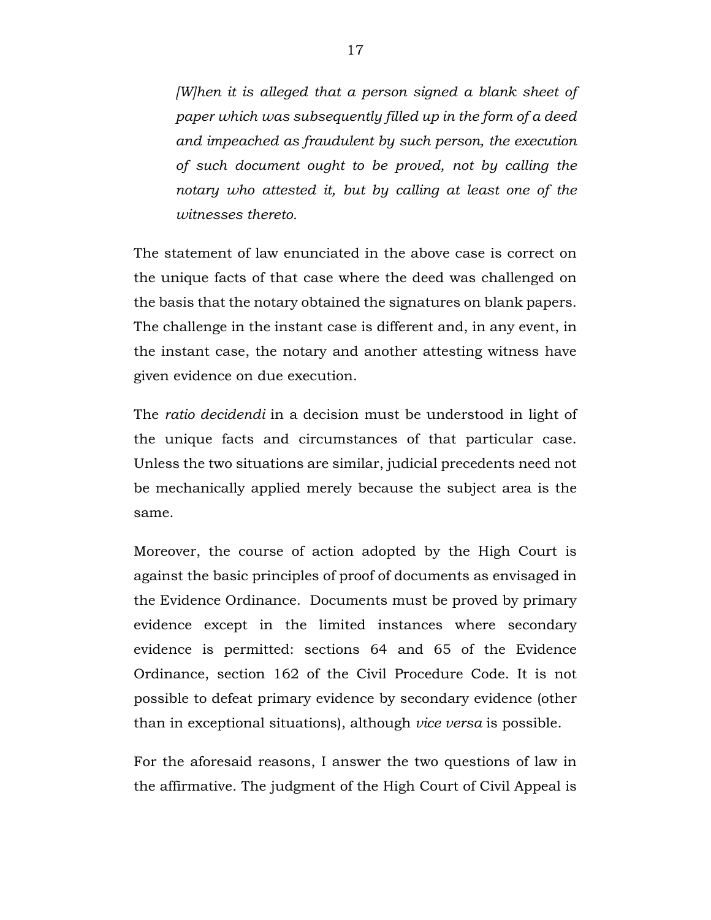> *[W]hen it is alleged that a person signed a blank sheet of paper which was subsequently filled up in the form of a deed and impeached as fraudulent by such person, the execution of such document ought to be proved, not by calling the notary who attested it, but by calling at least one of the witnesses thereto.*

The statement of law enunciated in the above case is correct on the unique facts of that case where the deed was challenged on the basis that the notary obtained the signatures on blank papers. The challenge in the instant case is different and, in any event, in the instant case, the notary and another attesting witness have given evidence on due execution.

The *ratio decidendi* in a decision must be understood in light of the unique facts and circumstances of that particular case. Unless the two situations are similar, judicial precedents need not be mechanically applied merely because the subject area is the same.

Moreover, the course of action adopted by the High Court is against the basic principles of proof of documents as envisaged in the Evidence Ordinance. Documents must be proved by primary evidence except in the limited instances where secondary evidence is permitted: sections 64 and 65 of the Evidence Ordinance, section 162 of the Civil Procedure Code. It is not possible to defeat primary evidence by secondary evidence (other than in exceptional situations), although *vice versa* is possible.

For the aforesaid reasons, I answer the two questions of law in the affirmative. The judgment of the High Court of Civil Appeal is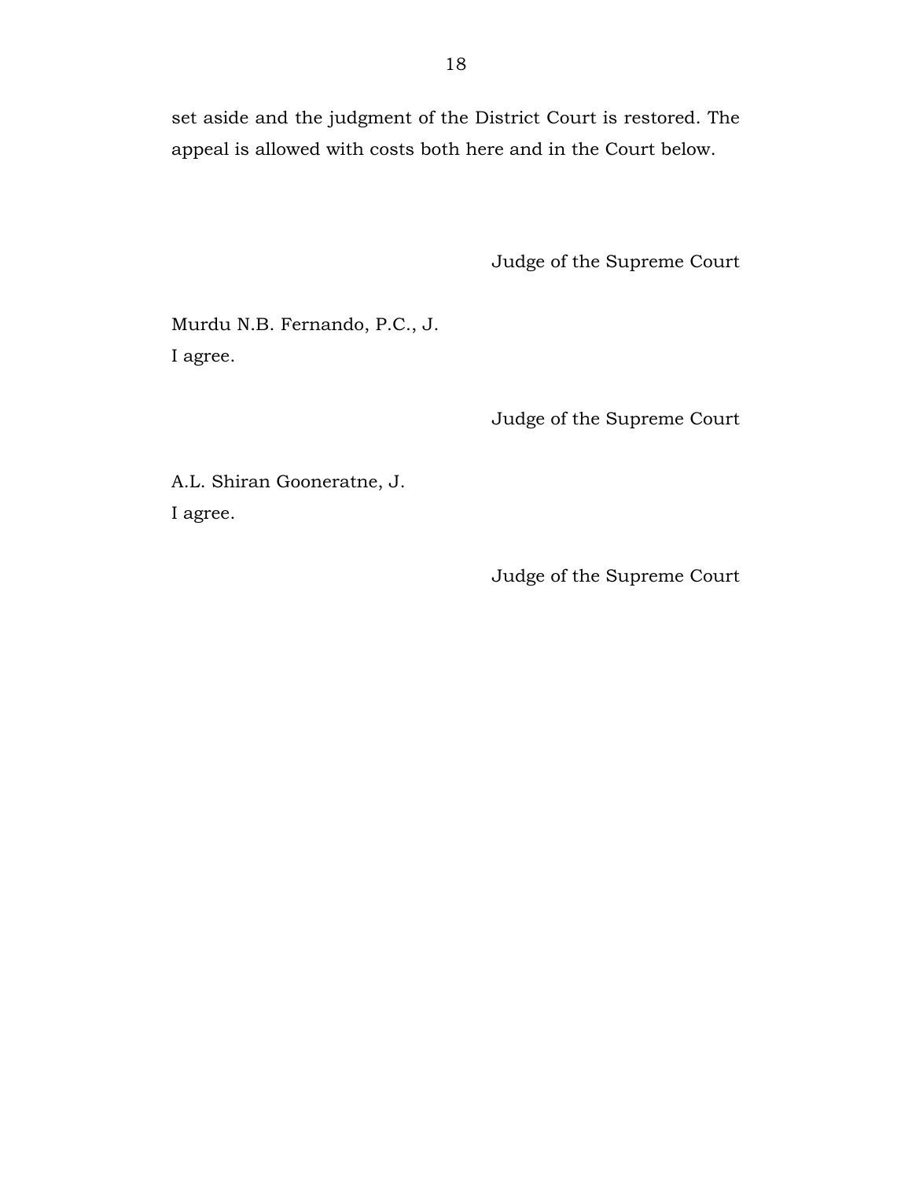set aside and the judgment of the District Court is restored. The appeal is allowed with costs both here and in the Court below.

Judge of the Supreme Court

Murdu N.B. Fernando, P.C., J.
I agree.

Judge of the Supreme Court

A.L. Shiran Gooneratne, J.
I agree.

Judge of the Supreme Court